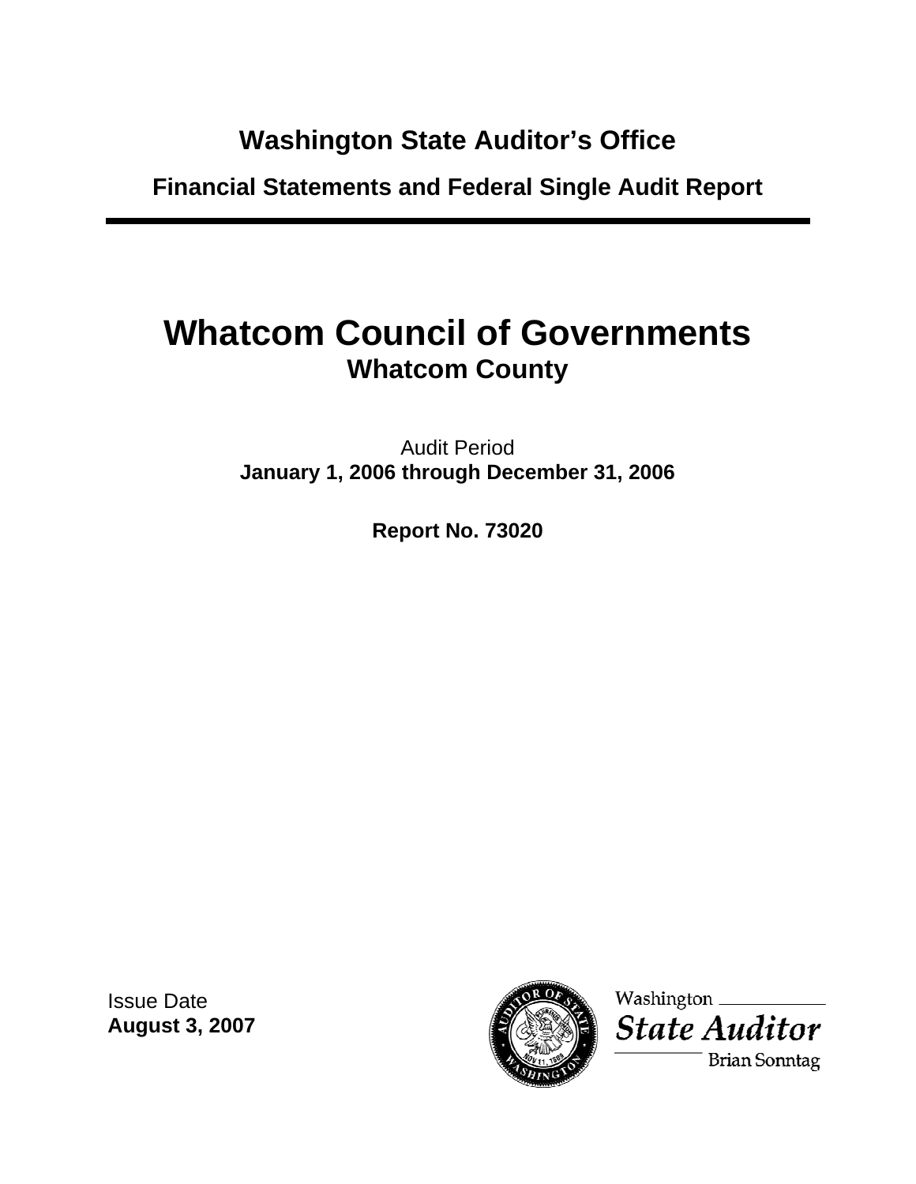**Washington State Auditor's Office**

**Financial Statements and Federal Single Audit Report**

# Whatcom Council of Governments

## Whatcom County

Audit Period

**January 1, 2006 through December 31, 2006**

**Report No. 73020**

Issue Date

**August 3, 2007**

Washington State Auditor

Brian Sonntag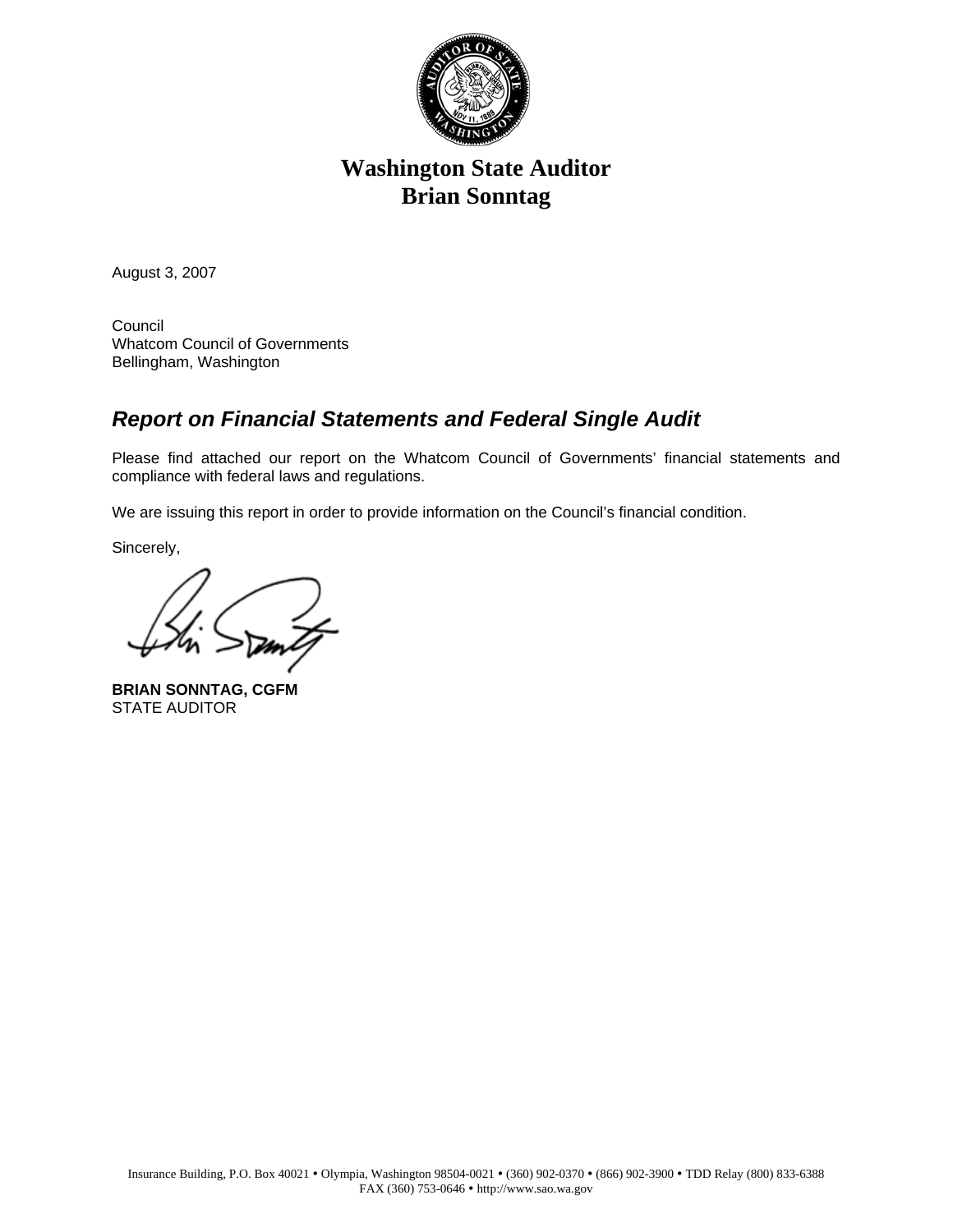# Washington State Auditor
# Brian Sonntag

August 3, 2007

Council
Whatcom Council of Governments
Bellingham, Washington

## ***Report on Financial Statements and Federal Single Audit***

Please find attached our report on the Whatcom Council of Governments' financial statements and compliance with federal laws and regulations.

We are issuing this report in order to provide information on the Council's financial condition.

Sincerely,

**BRIAN SONNTAG, CGFM**
STATE AUDITOR

Insurance Building, P.O. Box 40021 • Olympia, Washington 98504-0021 • (360) 902-0370 • (866) 902-3900 • TDD Relay (800) 833-6388
FAX (360) 753-0646 • http://www.sao.wa.gov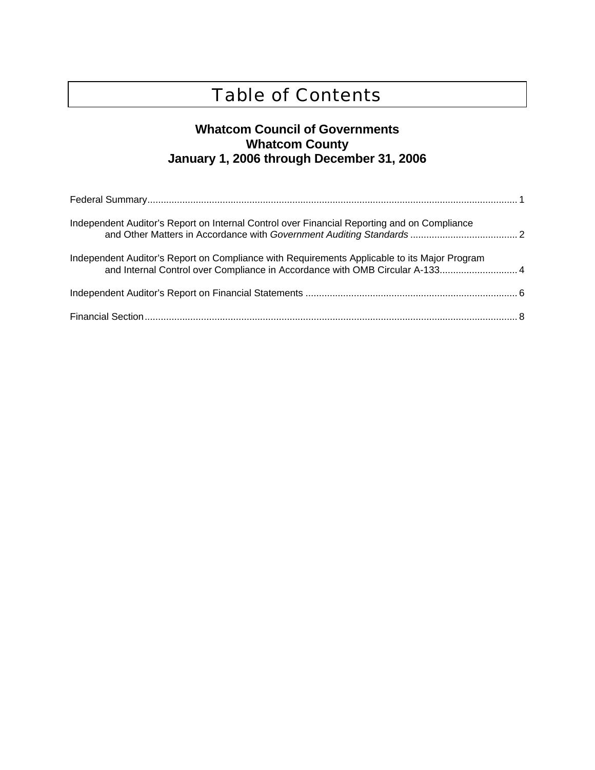# Table of Contents

## Whatcom Council of Governments
## Whatcom County
## January 1, 2006 through December 31, 2006

Federal Summary ........................................................................................................................................ 1

Independent Auditor's Report on Internal Control over Financial Reporting and on Compliance and Other Matters in Accordance with *Government Auditing Standards* ........................................ 2

Independent Auditor's Report on Compliance with Requirements Applicable to its Major Program and Internal Control over Compliance in Accordance with OMB Circular A-133............................. 4

Independent Auditor's Report on Financial Statements ............................................................................... 6

Financial Section ........................................................................................................................................ 8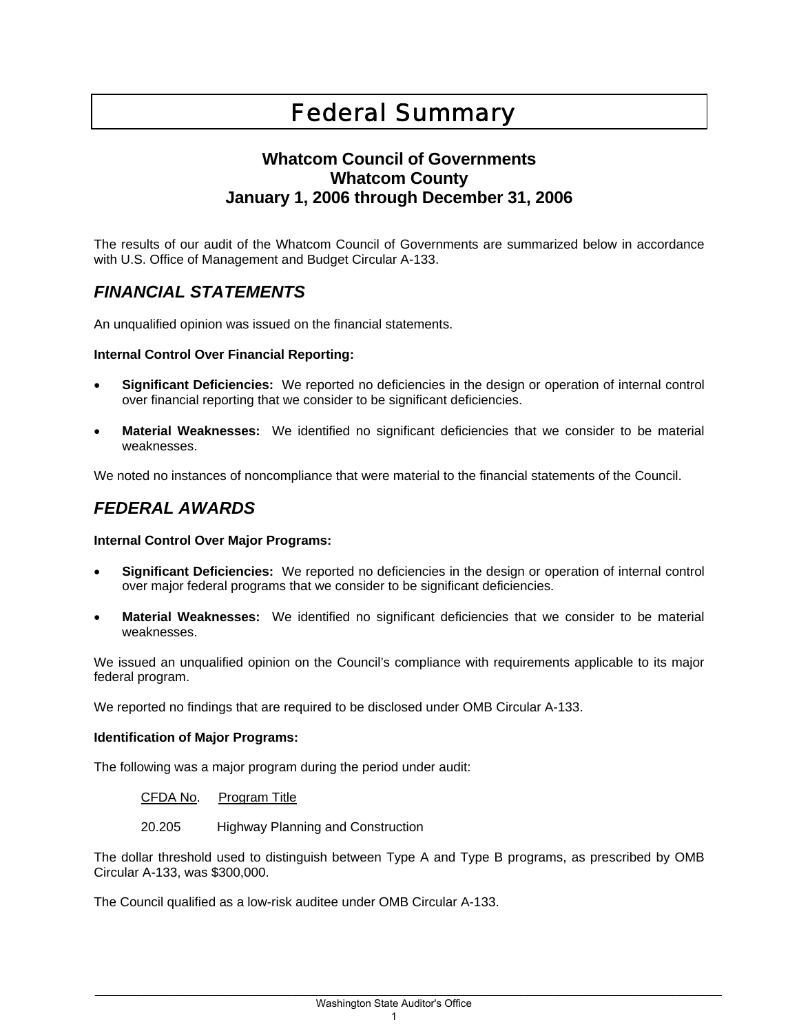# Federal Summary

### Whatcom Council of Governments
### Whatcom County
### January 1, 2006 through December 31, 2006

The results of our audit of the Whatcom Council of Governments are summarized below in accordance with U.S. Office of Management and Budget Circular A-133.

## *FINANCIAL STATEMENTS*

An unqualified opinion was issued on the financial statements.

**Internal Control Over Financial Reporting:**

- **Significant Deficiencies:** We reported no deficiencies in the design or operation of internal control over financial reporting that we consider to be significant deficiencies.
- **Material Weaknesses:** We identified no significant deficiencies that we consider to be material weaknesses.

We noted no instances of noncompliance that were material to the financial statements of the Council.

## *FEDERAL AWARDS*

**Internal Control Over Major Programs:**

- **Significant Deficiencies:** We reported no deficiencies in the design or operation of internal control over major federal programs that we consider to be significant deficiencies.
- **Material Weaknesses:** We identified no significant deficiencies that we consider to be material weaknesses.

We issued an unqualified opinion on the Council's compliance with requirements applicable to its major federal program.

We reported no findings that are required to be disclosed under OMB Circular A-133.

**Identification of Major Programs:**

The following was a major program during the period under audit:

| CFDA No. | Program Title |
|---|---|
| 20.205 | Highway Planning and Construction |

The dollar threshold used to distinguish between Type A and Type B programs, as prescribed by OMB Circular A-133, was $300,000.

The Council qualified as a low-risk auditee under OMB Circular A-133.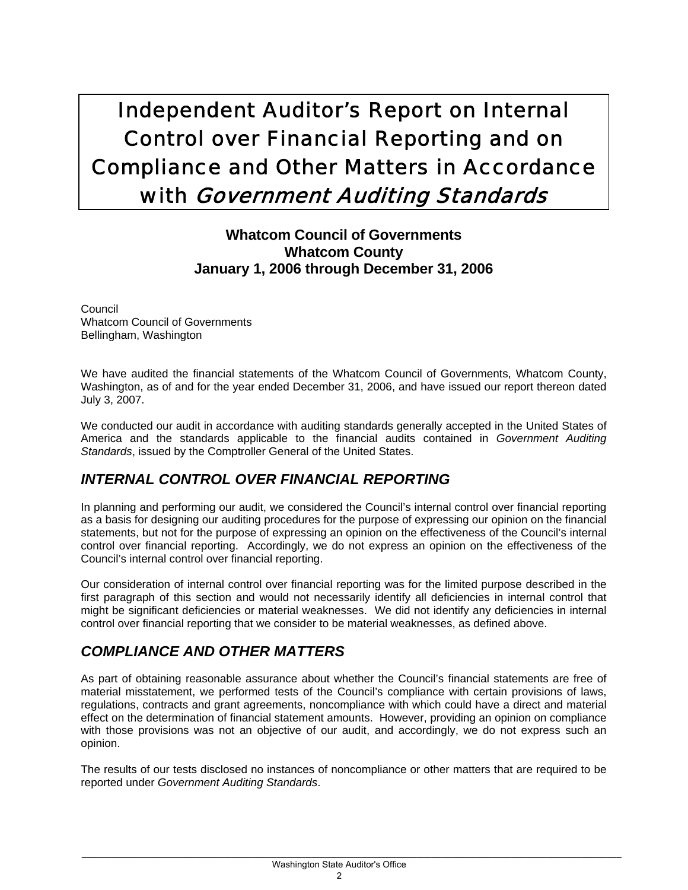# Independent Auditor's Report on Internal Control over Financial Reporting and on Compliance and Other Matters in Accordance with *Government Auditing Standards*

**Whatcom Council of Governments**
**Whatcom County**
**January 1, 2006 through December 31, 2006**

Council
Whatcom Council of Governments
Bellingham, Washington

We have audited the financial statements of the Whatcom Council of Governments, Whatcom County, Washington, as of and for the year ended December 31, 2006, and have issued our report thereon dated July 3, 2007.

We conducted our audit in accordance with auditing standards generally accepted in the United States of America and the standards applicable to the financial audits contained in *Government Auditing Standards*, issued by the Comptroller General of the United States.

## *INTERNAL CONTROL OVER FINANCIAL REPORTING*

In planning and performing our audit, we considered the Council's internal control over financial reporting as a basis for designing our auditing procedures for the purpose of expressing our opinion on the financial statements, but not for the purpose of expressing an opinion on the effectiveness of the Council's internal control over financial reporting. Accordingly, we do not express an opinion on the effectiveness of the Council's internal control over financial reporting.

Our consideration of internal control over financial reporting was for the limited purpose described in the first paragraph of this section and would not necessarily identify all deficiencies in internal control that might be significant deficiencies or material weaknesses. We did not identify any deficiencies in internal control over financial reporting that we consider to be material weaknesses, as defined above.

## *COMPLIANCE AND OTHER MATTERS*

As part of obtaining reasonable assurance about whether the Council's financial statements are free of material misstatement, we performed tests of the Council's compliance with certain provisions of laws, regulations, contracts and grant agreements, noncompliance with which could have a direct and material effect on the determination of financial statement amounts. However, providing an opinion on compliance with those provisions was not an objective of our audit, and accordingly, we do not express such an opinion.

The results of our tests disclosed no instances of noncompliance or other matters that are required to be reported under *Government Auditing Standards*.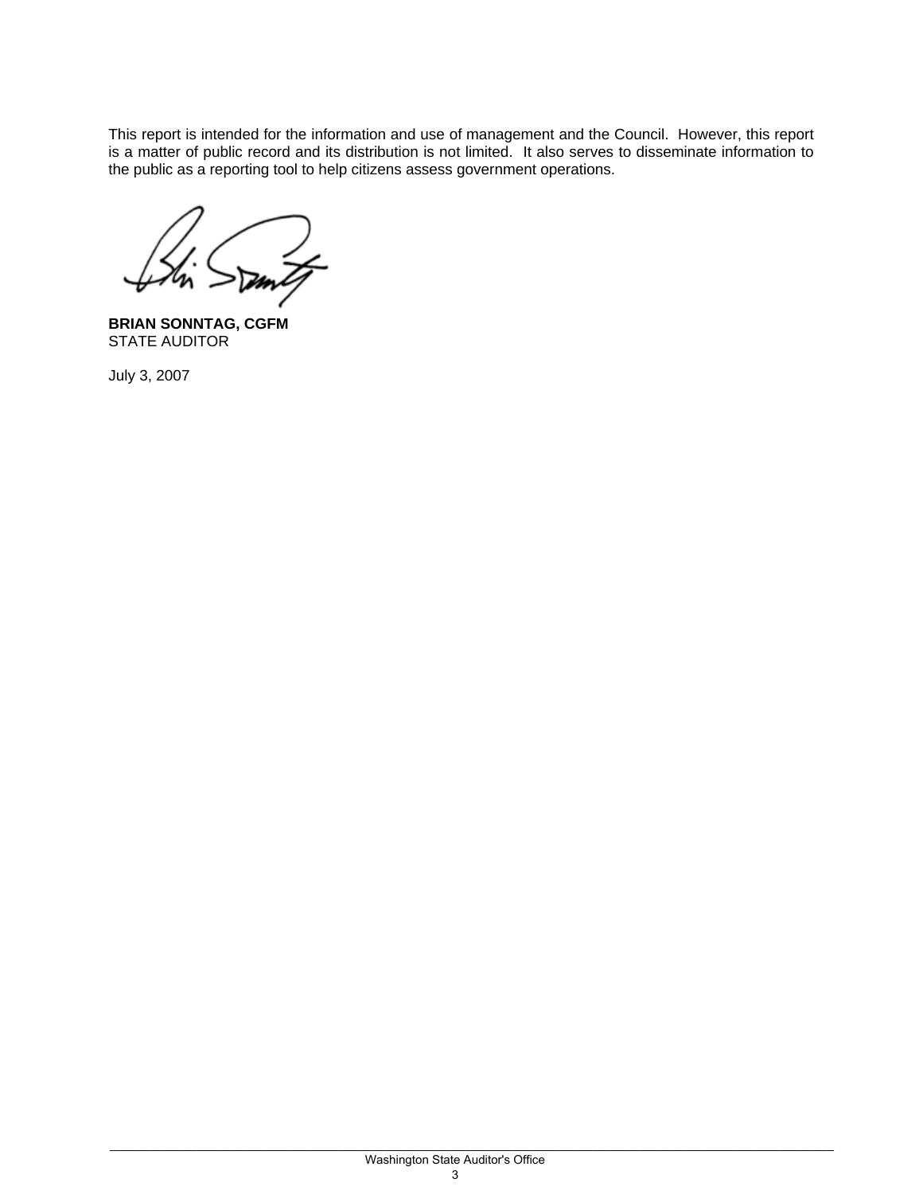This report is intended for the information and use of management and the Council. However, this report is a matter of public record and its distribution is not limited. It also serves to disseminate information to the public as a reporting tool to help citizens assess government operations.

**BRIAN SONNTAG, CGFM**
STATE AUDITOR

July 3, 2007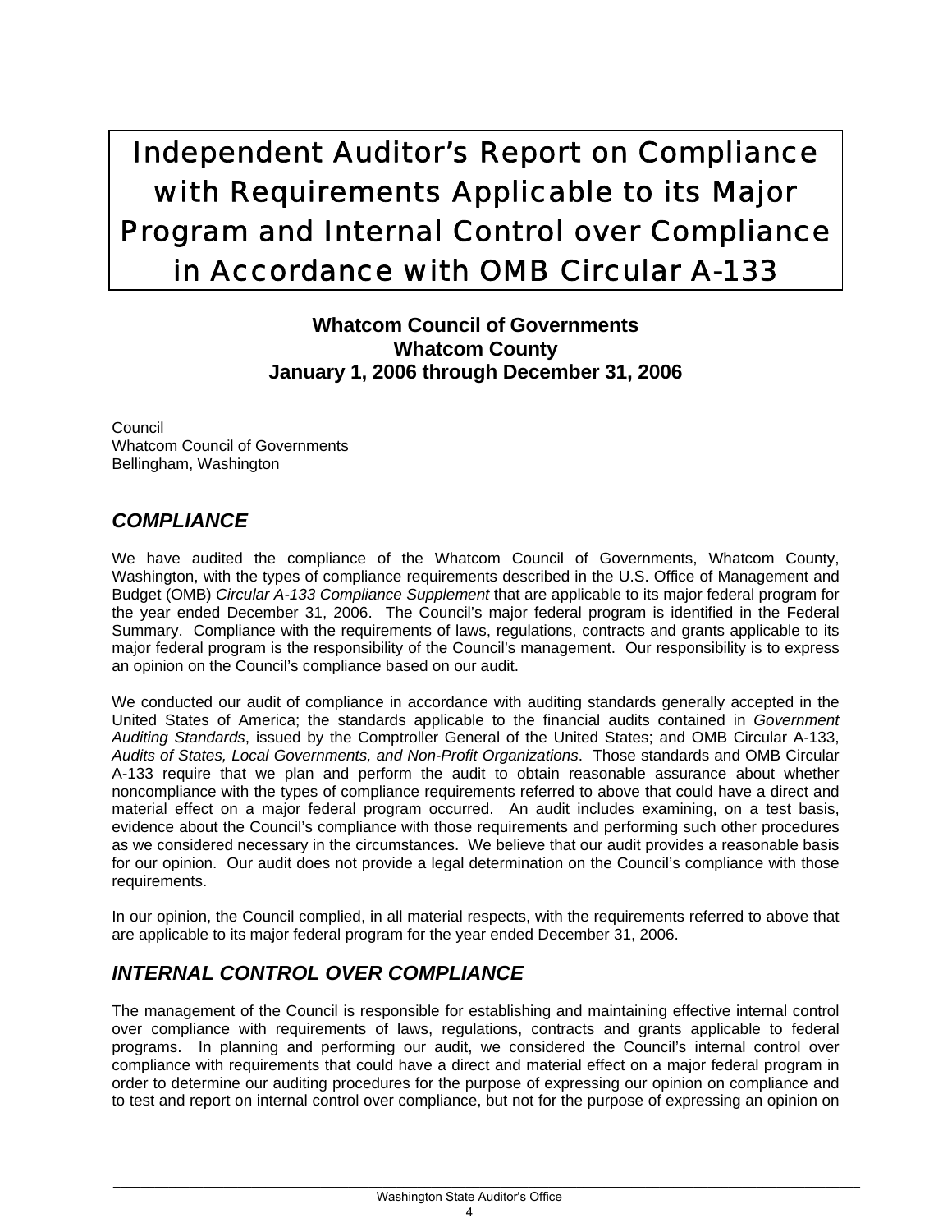# Independent Auditor's Report on Compliance with Requirements Applicable to its Major Program and Internal Control over Compliance in Accordance with OMB Circular A-133

**Whatcom Council of Governments**
**Whatcom County**
**January 1, 2006 through December 31, 2006**

Council
Whatcom Council of Governments
Bellingham, Washington

## *COMPLIANCE*

We have audited the compliance of the Whatcom Council of Governments, Whatcom County, Washington, with the types of compliance requirements described in the U.S. Office of Management and Budget (OMB) *Circular A-133 Compliance Supplement* that are applicable to its major federal program for the year ended December 31, 2006. The Council's major federal program is identified in the Federal Summary. Compliance with the requirements of laws, regulations, contracts and grants applicable to its major federal program is the responsibility of the Council's management. Our responsibility is to express an opinion on the Council's compliance based on our audit.

We conducted our audit of compliance in accordance with auditing standards generally accepted in the United States of America; the standards applicable to the financial audits contained in *Government Auditing Standards*, issued by the Comptroller General of the United States; and OMB Circular A-133, *Audits of States, Local Governments, and Non-Profit Organizations*. Those standards and OMB Circular A-133 require that we plan and perform the audit to obtain reasonable assurance about whether noncompliance with the types of compliance requirements referred to above that could have a direct and material effect on a major federal program occurred. An audit includes examining, on a test basis, evidence about the Council's compliance with those requirements and performing such other procedures as we considered necessary in the circumstances. We believe that our audit provides a reasonable basis for our opinion. Our audit does not provide a legal determination on the Council's compliance with those requirements.

In our opinion, the Council complied, in all material respects, with the requirements referred to above that are applicable to its major federal program for the year ended December 31, 2006.

## *INTERNAL CONTROL OVER COMPLIANCE*

The management of the Council is responsible for establishing and maintaining effective internal control over compliance with requirements of laws, regulations, contracts and grants applicable to federal programs. In planning and performing our audit, we considered the Council's internal control over compliance with requirements that could have a direct and material effect on a major federal program in order to determine our auditing procedures for the purpose of expressing our opinion on compliance and to test and report on internal control over compliance, but not for the purpose of expressing an opinion on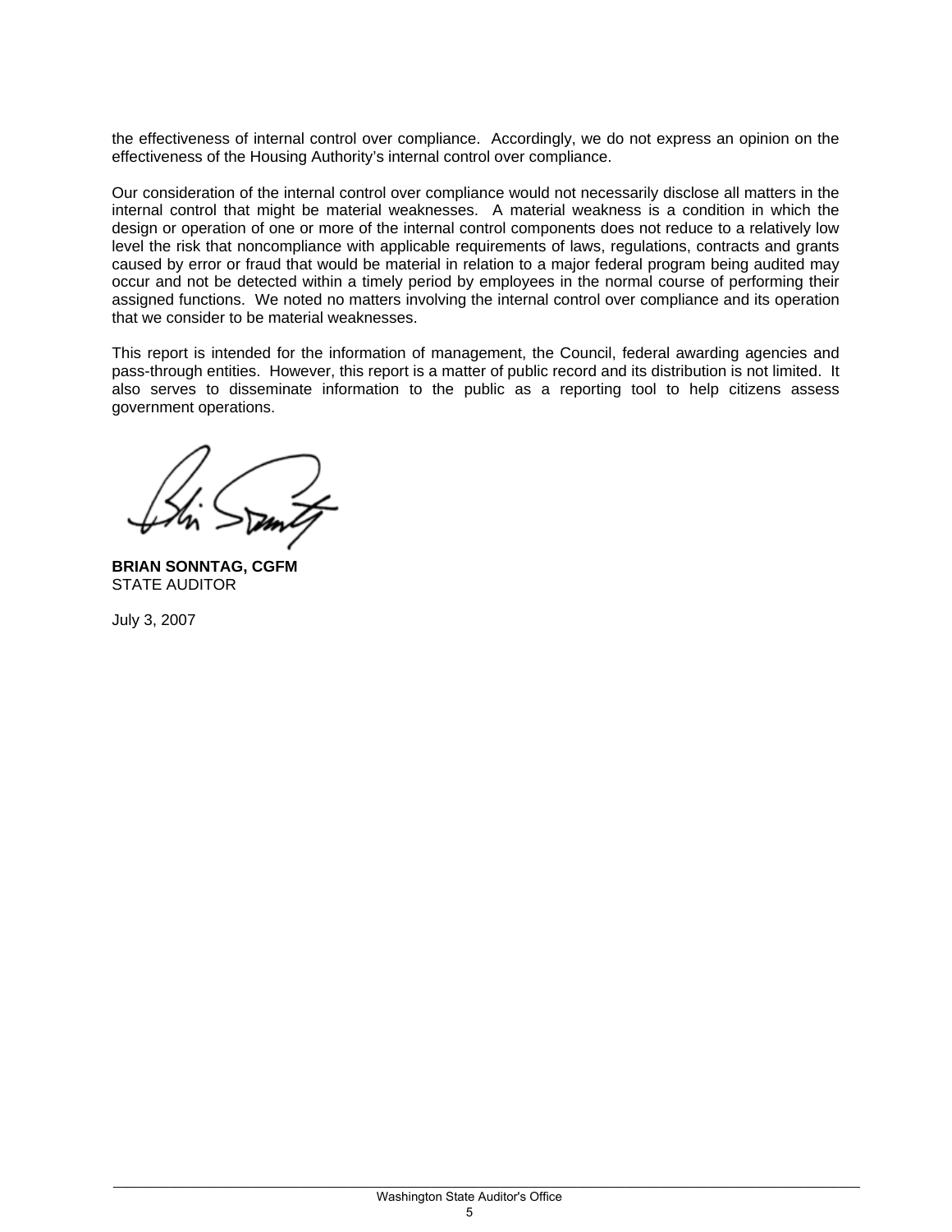the effectiveness of internal control over compliance. Accordingly, we do not express an opinion on the effectiveness of the Housing Authority's internal control over compliance.

Our consideration of the internal control over compliance would not necessarily disclose all matters in the internal control that might be material weaknesses. A material weakness is a condition in which the design or operation of one or more of the internal control components does not reduce to a relatively low level the risk that noncompliance with applicable requirements of laws, regulations, contracts and grants caused by error or fraud that would be material in relation to a major federal program being audited may occur and not be detected within a timely period by employees in the normal course of performing their assigned functions. We noted no matters involving the internal control over compliance and its operation that we consider to be material weaknesses.

This report is intended for the information of management, the Council, federal awarding agencies and pass-through entities. However, this report is a matter of public record and its distribution is not limited. It also serves to disseminate information to the public as a reporting tool to help citizens assess government operations.

**BRIAN SONNTAG, CGFM**
STATE AUDITOR

July 3, 2007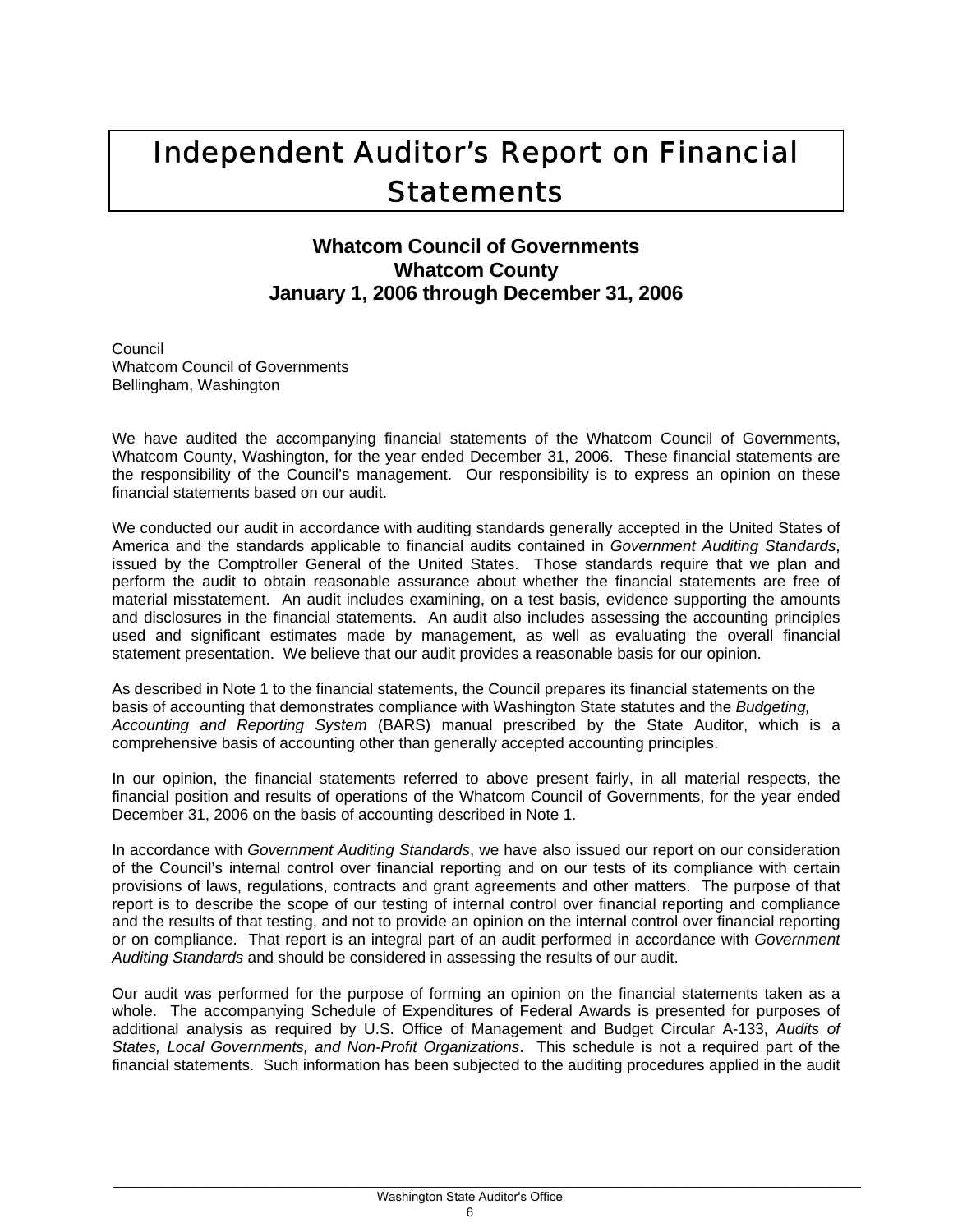# Independent Auditor's Report on Financial Statements

### Whatcom Council of Governments
### Whatcom County
### January 1, 2006 through December 31, 2006

Council
Whatcom Council of Governments
Bellingham, Washington

We have audited the accompanying financial statements of the Whatcom Council of Governments, Whatcom County, Washington, for the year ended December 31, 2006. These financial statements are the responsibility of the Council's management. Our responsibility is to express an opinion on these financial statements based on our audit.

We conducted our audit in accordance with auditing standards generally accepted in the United States of America and the standards applicable to financial audits contained in *Government Auditing Standards*, issued by the Comptroller General of the United States. Those standards require that we plan and perform the audit to obtain reasonable assurance about whether the financial statements are free of material misstatement. An audit includes examining, on a test basis, evidence supporting the amounts and disclosures in the financial statements. An audit also includes assessing the accounting principles used and significant estimates made by management, as well as evaluating the overall financial statement presentation. We believe that our audit provides a reasonable basis for our opinion.

As described in Note 1 to the financial statements, the Council prepares its financial statements on the basis of accounting that demonstrates compliance with Washington State statutes and the *Budgeting, Accounting and Reporting System* (BARS) manual prescribed by the State Auditor, which is a comprehensive basis of accounting other than generally accepted accounting principles.

In our opinion, the financial statements referred to above present fairly, in all material respects, the financial position and results of operations of the Whatcom Council of Governments, for the year ended December 31, 2006 on the basis of accounting described in Note 1.

In accordance with *Government Auditing Standards*, we have also issued our report on our consideration of the Council's internal control over financial reporting and on our tests of its compliance with certain provisions of laws, regulations, contracts and grant agreements and other matters. The purpose of that report is to describe the scope of our testing of internal control over financial reporting and compliance and the results of that testing, and not to provide an opinion on the internal control over financial reporting or on compliance. That report is an integral part of an audit performed in accordance with *Government Auditing Standards* and should be considered in assessing the results of our audit.

Our audit was performed for the purpose of forming an opinion on the financial statements taken as a whole. The accompanying Schedule of Expenditures of Federal Awards is presented for purposes of additional analysis as required by U.S. Office of Management and Budget Circular A-133, *Audits of States, Local Governments, and Non-Profit Organizations*. This schedule is not a required part of the financial statements. Such information has been subjected to the auditing procedures applied in the audit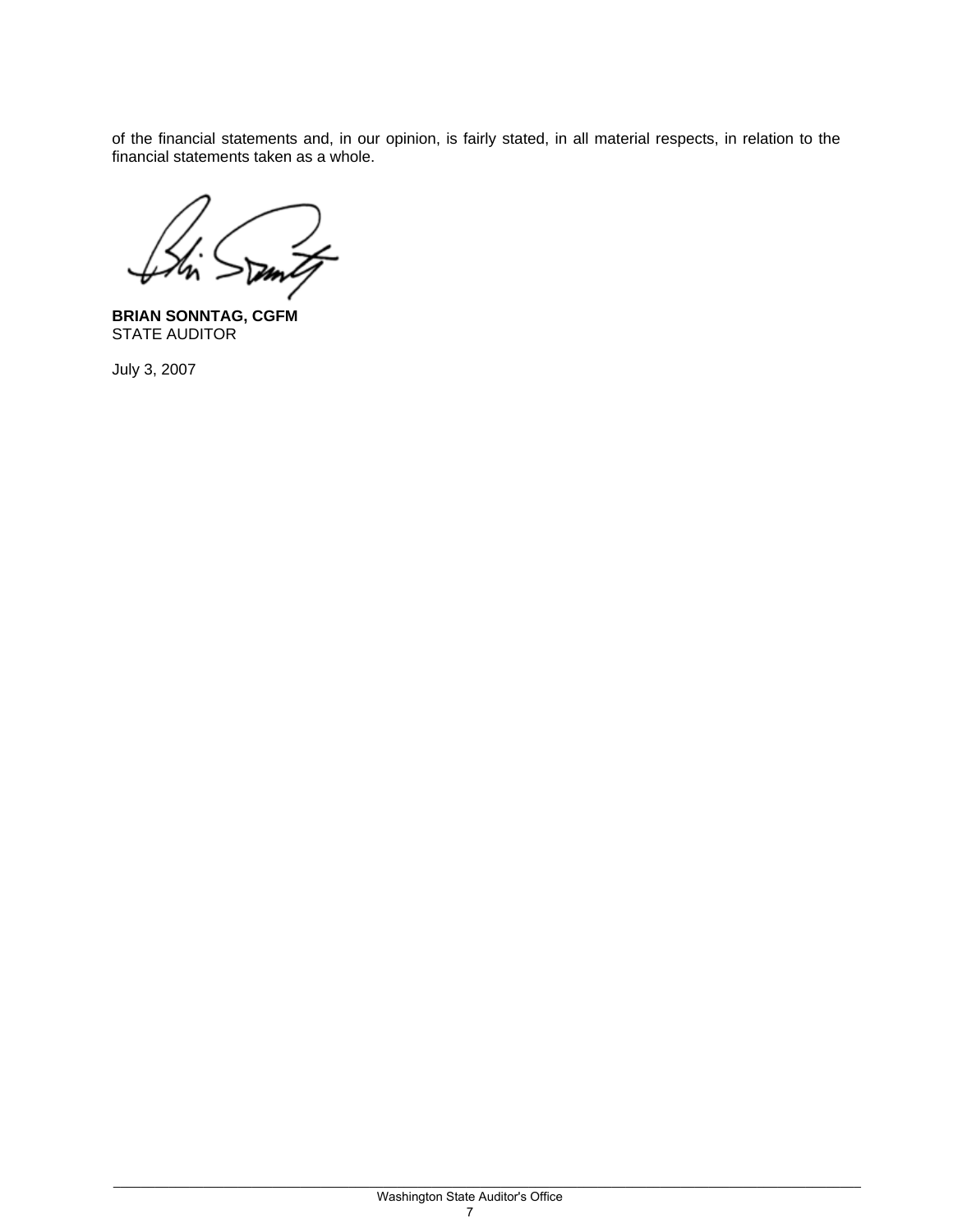of the financial statements and, in our opinion, is fairly stated, in all material respects, in relation to the financial statements taken as a whole.

**BRIAN SONNTAG, CGFM**
STATE AUDITOR

July 3, 2007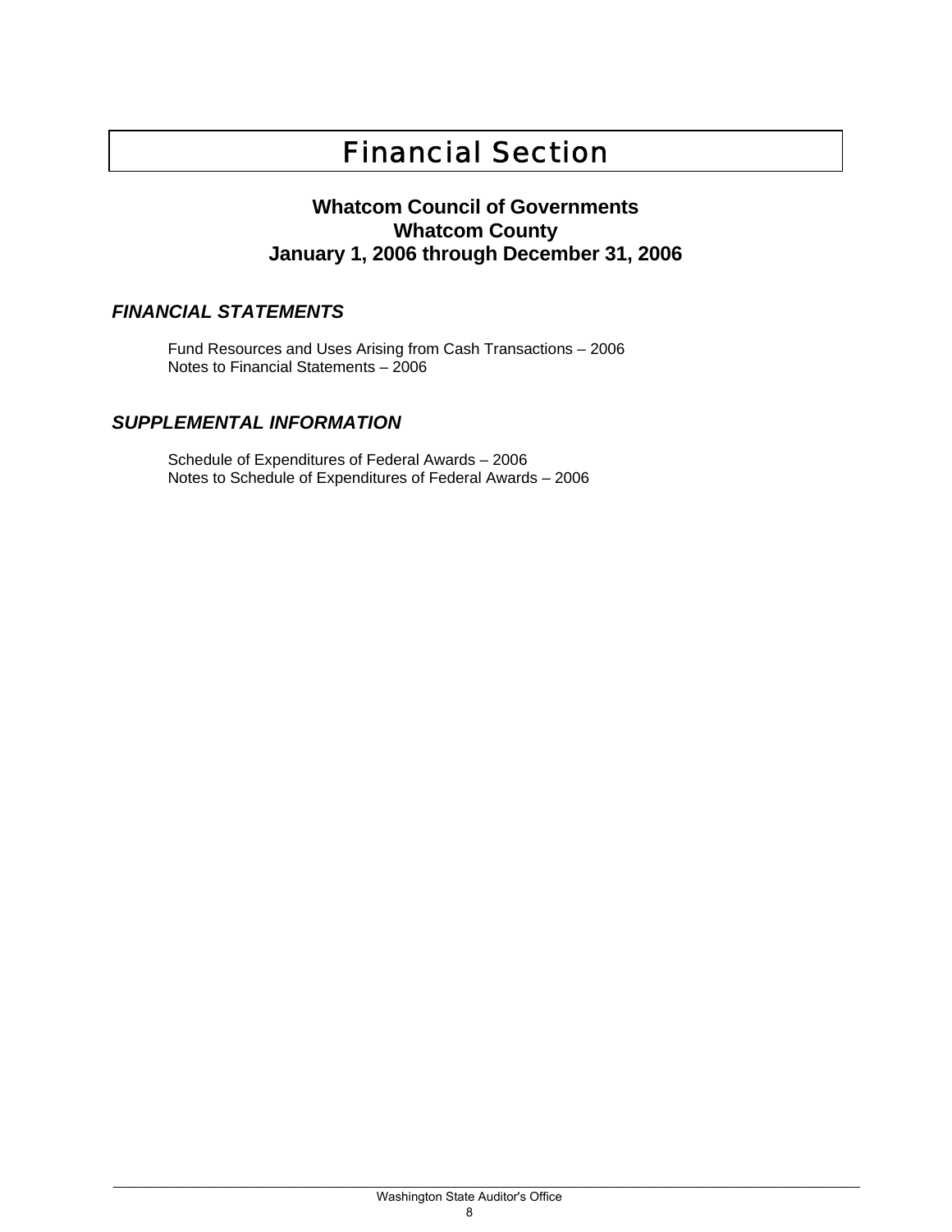# Financial Section

## Whatcom Council of Governments
## Whatcom County
## January 1, 2006 through December 31, 2006

### *FINANCIAL STATEMENTS*

Fund Resources and Uses Arising from Cash Transactions – 2006
Notes to Financial Statements – 2006

### *SUPPLEMENTAL INFORMATION*

Schedule of Expenditures of Federal Awards – 2006
Notes to Schedule of Expenditures of Federal Awards – 2006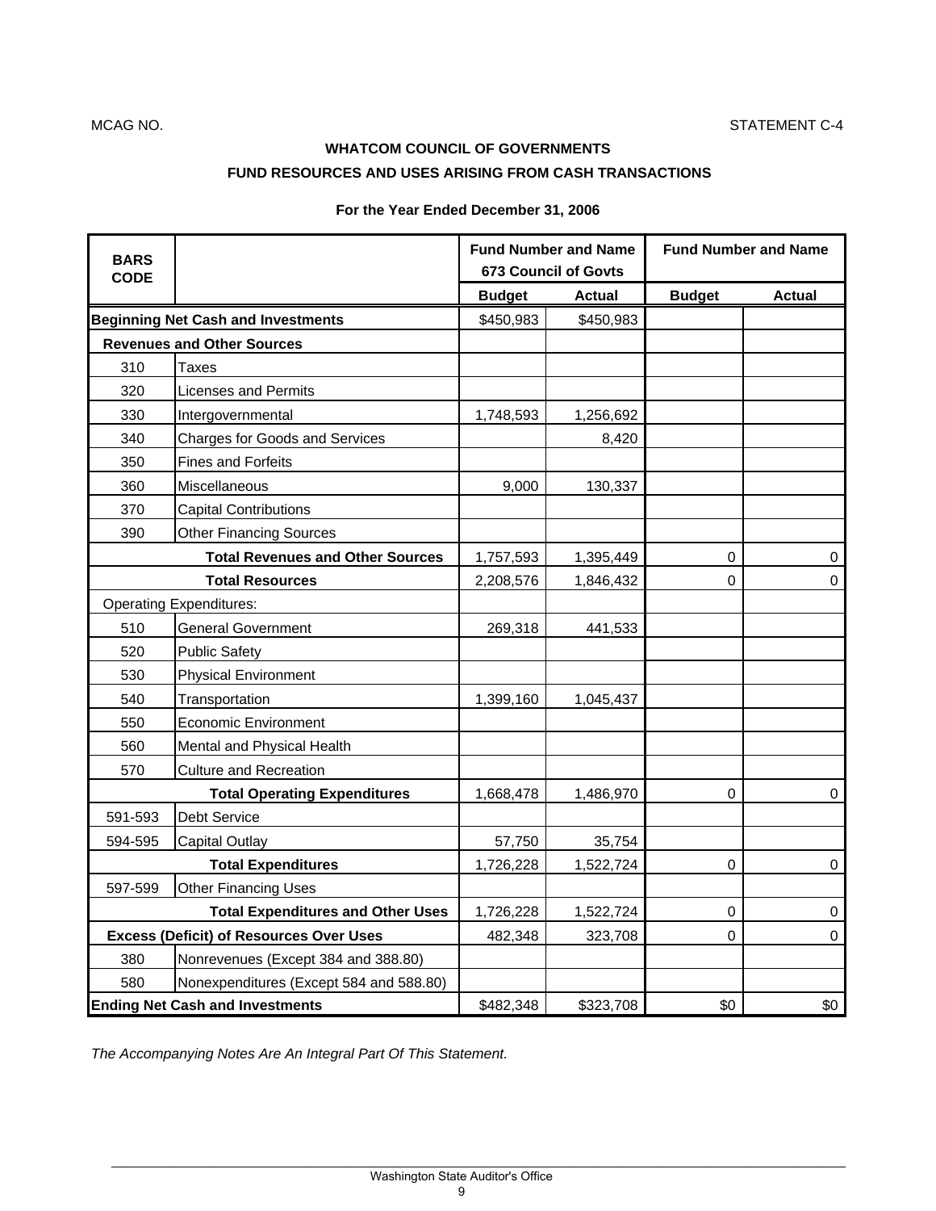MCAG NO.

STATEMENT C-4

**WHATCOM COUNCIL OF GOVERNMENTS**

**FUND RESOURCES AND USES ARISING FROM CASH TRANSACTIONS**

**For the Year Ended December 31, 2006**

| BARS CODE | | Fund Number and Name 673 Council of Govts | | Fund Number and Name | |
|---|---|---|---|---|---|
| | | Budget | Actual | Budget | Actual |
| **Beginning Net Cash and Investments** | | $450,983 | $450,983 | | |
| **Revenues and Other Sources** | | | | | |
| 310 | Taxes | | | | |
| 320 | Licenses and Permits | | | | |
| 330 | Intergovernmental | 1,748,593 | 1,256,692 | | |
| 340 | Charges for Goods and Services | | 8,420 | | |
| 350 | Fines and Forfeits | | | | |
| 360 | Miscellaneous | 9,000 | 130,337 | | |
| 370 | Capital Contributions | | | | |
| 390 | Other Financing Sources | | | | |
| | **Total Revenues and Other Sources** | 1,757,593 | 1,395,449 | 0 | 0 |
| | **Total Resources** | 2,208,576 | 1,846,432 | 0 | 0 |
| Operating Expenditures: | | | | | |
| 510 | General Government | 269,318 | 441,533 | | |
| 520 | Public Safety | | | | |
| 530 | Physical Environment | | | | |
| 540 | Transportation | 1,399,160 | 1,045,437 | | |
| 550 | Economic Environment | | | | |
| 560 | Mental and Physical Health | | | | |
| 570 | Culture and Recreation | | | | |
| | **Total Operating Expenditures** | 1,668,478 | 1,486,970 | 0 | 0 |
| 591-593 | Debt Service | | | | |
| 594-595 | Capital Outlay | 57,750 | 35,754 | | |
| | **Total Expenditures** | 1,726,228 | 1,522,724 | 0 | 0 |
| 597-599 | Other Financing Uses | | | | |
| | **Total Expenditures and Other Uses** | 1,726,228 | 1,522,724 | 0 | 0 |
| **Excess (Deficit) of Resources Over Uses** | | 482,348 | 323,708 | 0 | 0 |
| 380 | Nonrevenues (Except 384 and 388.80) | | | | |
| 580 | Nonexpenditures (Except 584 and 588.80) | | | | |
| **Ending Net Cash and Investments** | | $482,348 | $323,708 | $0 | $0 |

*The Accompanying Notes Are An Integral Part Of This Statement.*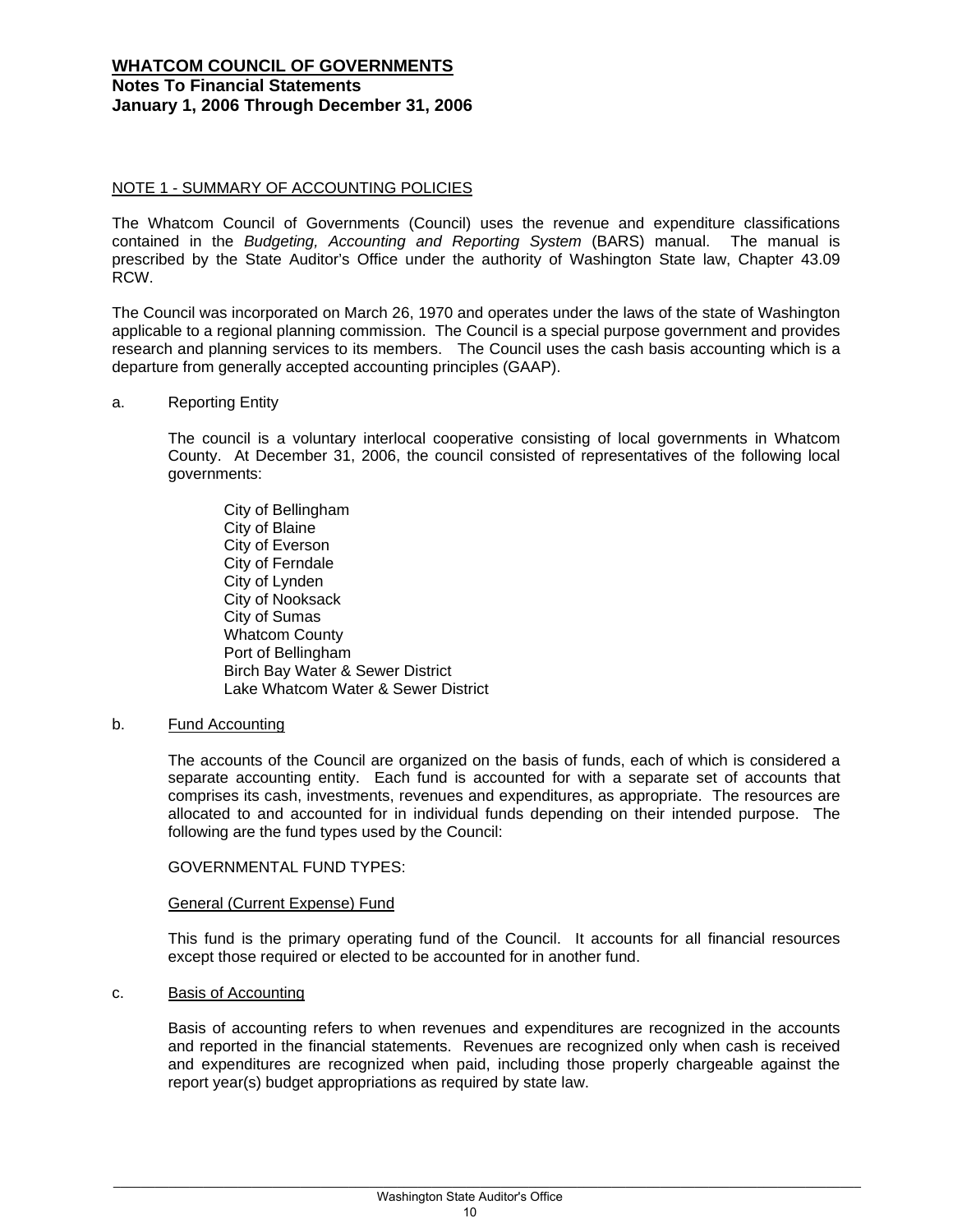# WHATCOM COUNCIL OF GOVERNMENTS

## Notes To Financial Statements
## January 1, 2006 Through December 31, 2006

NOTE 1 - SUMMARY OF ACCOUNTING POLICIES

The Whatcom Council of Governments (Council) uses the revenue and expenditure classifications contained in the *Budgeting, Accounting and Reporting System* (BARS) manual. The manual is prescribed by the State Auditor's Office under the authority of Washington State law, Chapter 43.09 RCW.

The Council was incorporated on March 26, 1970 and operates under the laws of the state of Washington applicable to a regional planning commission. The Council is a special purpose government and provides research and planning services to its members. The Council uses the cash basis accounting which is a departure from generally accepted accounting principles (GAAP).

a. Reporting Entity

The council is a voluntary interlocal cooperative consisting of local governments in Whatcom County. At December 31, 2006, the council consisted of representatives of the following local governments:

City of Bellingham
City of Blaine
City of Everson
City of Ferndale
City of Lynden
City of Nooksack
City of Sumas
Whatcom County
Port of Bellingham
Birch Bay Water & Sewer District
Lake Whatcom Water & Sewer District

b. Fund Accounting

The accounts of the Council are organized on the basis of funds, each of which is considered a separate accounting entity. Each fund is accounted for with a separate set of accounts that comprises its cash, investments, revenues and expenditures, as appropriate. The resources are allocated to and accounted for in individual funds depending on their intended purpose. The following are the fund types used by the Council:

GOVERNMENTAL FUND TYPES:

General (Current Expense) Fund

This fund is the primary operating fund of the Council. It accounts for all financial resources except those required or elected to be accounted for in another fund.

c. Basis of Accounting

Basis of accounting refers to when revenues and expenditures are recognized in the accounts and reported in the financial statements. Revenues are recognized only when cash is received and expenditures are recognized when paid, including those properly chargeable against the report year(s) budget appropriations as required by state law.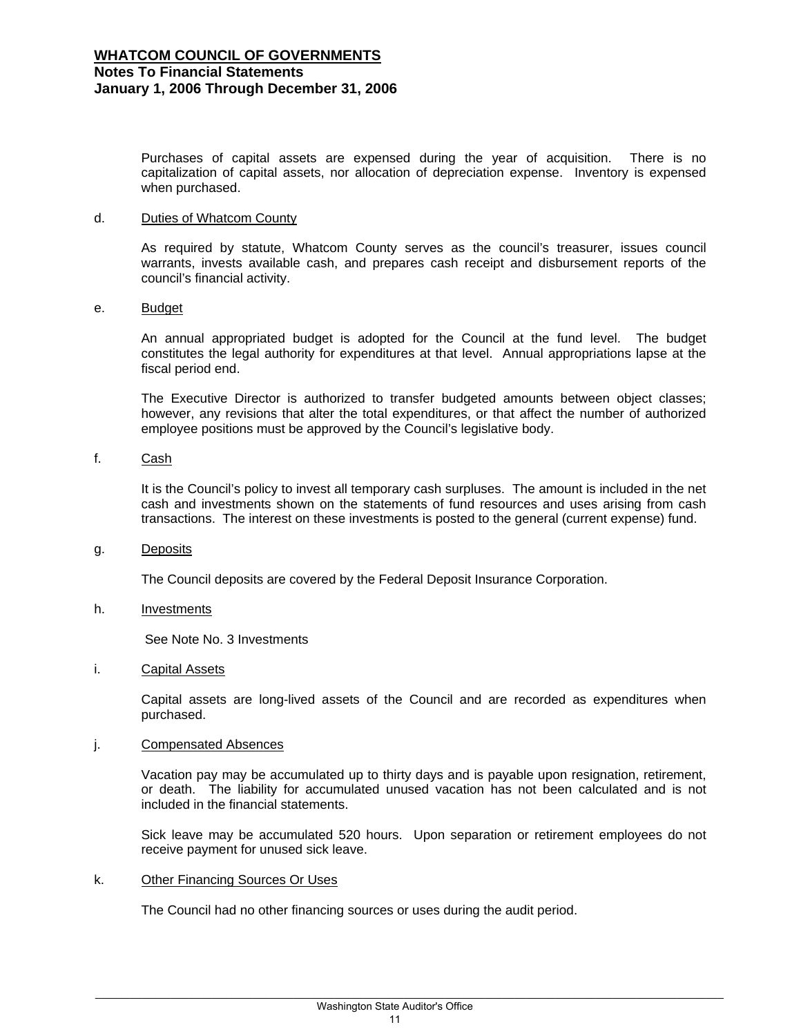Purchases of capital assets are expensed during the year of acquisition. There is no capitalization of capital assets, nor allocation of depreciation expense. Inventory is expensed when purchased.

d. Duties of Whatcom County

As required by statute, Whatcom County serves as the council's treasurer, issues council warrants, invests available cash, and prepares cash receipt and disbursement reports of the council's financial activity.

e. Budget

An annual appropriated budget is adopted for the Council at the fund level. The budget constitutes the legal authority for expenditures at that level. Annual appropriations lapse at the fiscal period end.

The Executive Director is authorized to transfer budgeted amounts between object classes; however, any revisions that alter the total expenditures, or that affect the number of authorized employee positions must be approved by the Council's legislative body.

f. Cash

It is the Council's policy to invest all temporary cash surpluses. The amount is included in the net cash and investments shown on the statements of fund resources and uses arising from cash transactions. The interest on these investments is posted to the general (current expense) fund.

g. Deposits

The Council deposits are covered by the Federal Deposit Insurance Corporation.

h. Investments

See Note No. 3 Investments

i. Capital Assets

Capital assets are long-lived assets of the Council and are recorded as expenditures when purchased.

j. Compensated Absences

Vacation pay may be accumulated up to thirty days and is payable upon resignation, retirement, or death. The liability for accumulated unused vacation has not been calculated and is not included in the financial statements.

Sick leave may be accumulated 520 hours. Upon separation or retirement employees do not receive payment for unused sick leave.

k. Other Financing Sources Or Uses

The Council had no other financing sources or uses during the audit period.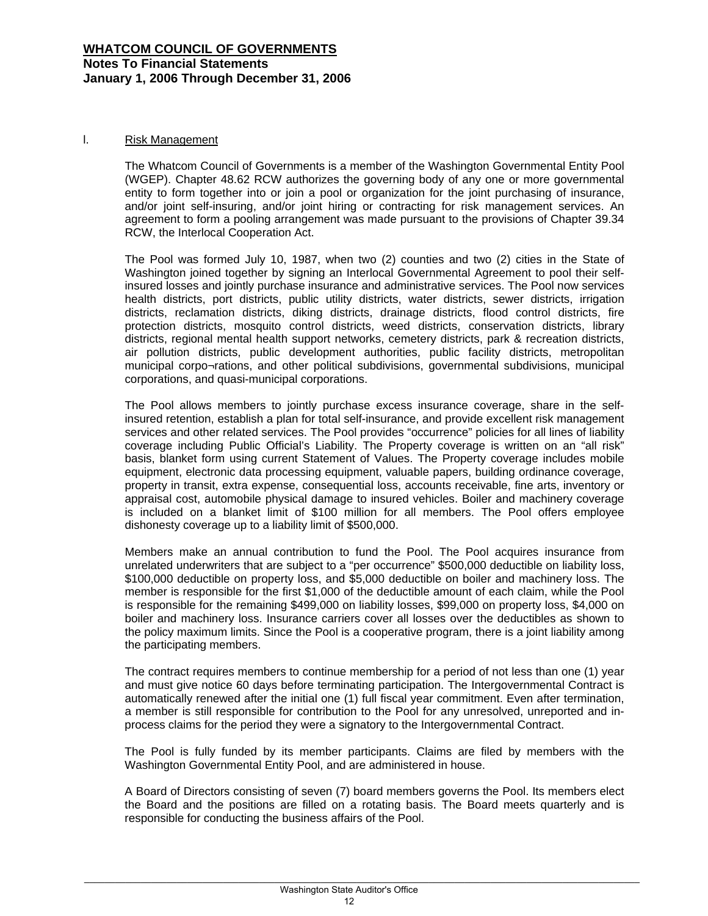**WHATCOM COUNCIL OF GOVERNMENTS**
**Notes To Financial Statements**
**January 1, 2006 Through December 31, 2006**

l. Risk Management

The Whatcom Council of Governments is a member of the Washington Governmental Entity Pool (WGEP). Chapter 48.62 RCW authorizes the governing body of any one or more governmental entity to form together into or join a pool or organization for the joint purchasing of insurance, and/or joint self-insuring, and/or joint hiring or contracting for risk management services. An agreement to form a pooling arrangement was made pursuant to the provisions of Chapter 39.34 RCW, the Interlocal Cooperation Act.

The Pool was formed July 10, 1987, when two (2) counties and two (2) cities in the State of Washington joined together by signing an Interlocal Governmental Agreement to pool their self-insured losses and jointly purchase insurance and administrative services. The Pool now services health districts, port districts, public utility districts, water districts, sewer districts, irrigation districts, reclamation districts, diking districts, drainage districts, flood control districts, fire protection districts, mosquito control districts, weed districts, conservation districts, library districts, regional mental health support networks, cemetery districts, park & recreation districts, air pollution districts, public development authorities, public facility districts, metropolitan municipal corpo¬rations, and other political subdivisions, governmental subdivisions, municipal corporations, and quasi-municipal corporations.

The Pool allows members to jointly purchase excess insurance coverage, share in the self-insured retention, establish a plan for total self-insurance, and provide excellent risk management services and other related services. The Pool provides "occurrence" policies for all lines of liability coverage including Public Official's Liability. The Property coverage is written on an "all risk" basis, blanket form using current Statement of Values. The Property coverage includes mobile equipment, electronic data processing equipment, valuable papers, building ordinance coverage, property in transit, extra expense, consequential loss, accounts receivable, fine arts, inventory or appraisal cost, automobile physical damage to insured vehicles. Boiler and machinery coverage is included on a blanket limit of $100 million for all members. The Pool offers employee dishonesty coverage up to a liability limit of $500,000.

Members make an annual contribution to fund the Pool. The Pool acquires insurance from unrelated underwriters that are subject to a "per occurrence" $500,000 deductible on liability loss, $100,000 deductible on property loss, and $5,000 deductible on boiler and machinery loss. The member is responsible for the first $1,000 of the deductible amount of each claim, while the Pool is responsible for the remaining $499,000 on liability losses, $99,000 on property loss, $4,000 on boiler and machinery loss. Insurance carriers cover all losses over the deductibles as shown to the policy maximum limits. Since the Pool is a cooperative program, there is a joint liability among the participating members.

The contract requires members to continue membership for a period of not less than one (1) year and must give notice 60 days before terminating participation. The Intergovernmental Contract is automatically renewed after the initial one (1) full fiscal year commitment. Even after termination, a member is still responsible for contribution to the Pool for any unresolved, unreported and in-process claims for the period they were a signatory to the Intergovernmental Contract.

The Pool is fully funded by its member participants. Claims are filed by members with the Washington Governmental Entity Pool, and are administered in house.

A Board of Directors consisting of seven (7) board members governs the Pool. Its members elect the Board and the positions are filled on a rotating basis. The Board meets quarterly and is responsible for conducting the business affairs of the Pool.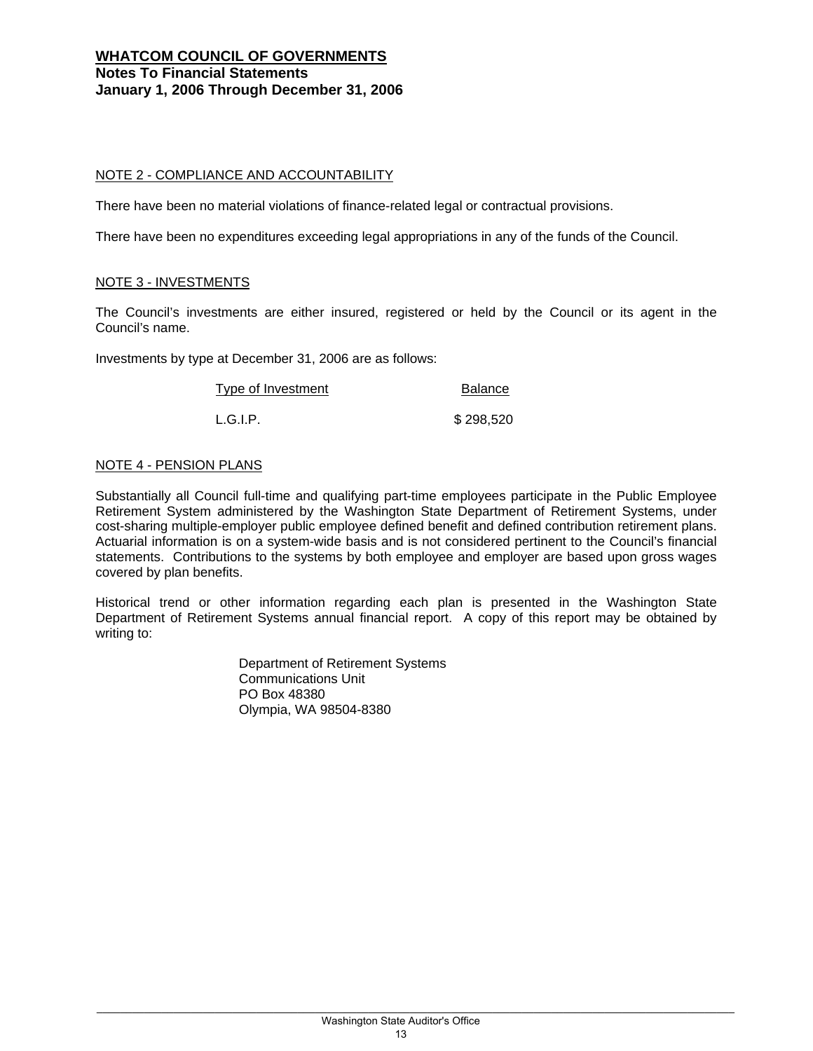# WHATCOM COUNCIL OF GOVERNMENTS

**Notes To Financial Statements**
**January 1, 2006 Through December 31, 2006**

## NOTE 2 - COMPLIANCE AND ACCOUNTABILITY

There have been no material violations of finance-related legal or contractual provisions.

There have been no expenditures exceeding legal appropriations in any of the funds of the Council.

## NOTE 3 - INVESTMENTS

The Council's investments are either insured, registered or held by the Council or its agent in the Council's name.

Investments by type at December 31, 2006 are as follows:

| Type of Investment | Balance |
|---|---|
| L.G.I.P. | $ 298,520 |

## NOTE 4 - PENSION PLANS

Substantially all Council full-time and qualifying part-time employees participate in the Public Employee Retirement System administered by the Washington State Department of Retirement Systems, under cost-sharing multiple-employer public employee defined benefit and defined contribution retirement plans. Actuarial information is on a system-wide basis and is not considered pertinent to the Council's financial statements. Contributions to the systems by both employee and employer are based upon gross wages covered by plan benefits.

Historical trend or other information regarding each plan is presented in the Washington State Department of Retirement Systems annual financial report. A copy of this report may be obtained by writing to:

Department of Retirement Systems
Communications Unit
PO Box 48380
Olympia, WA 98504-8380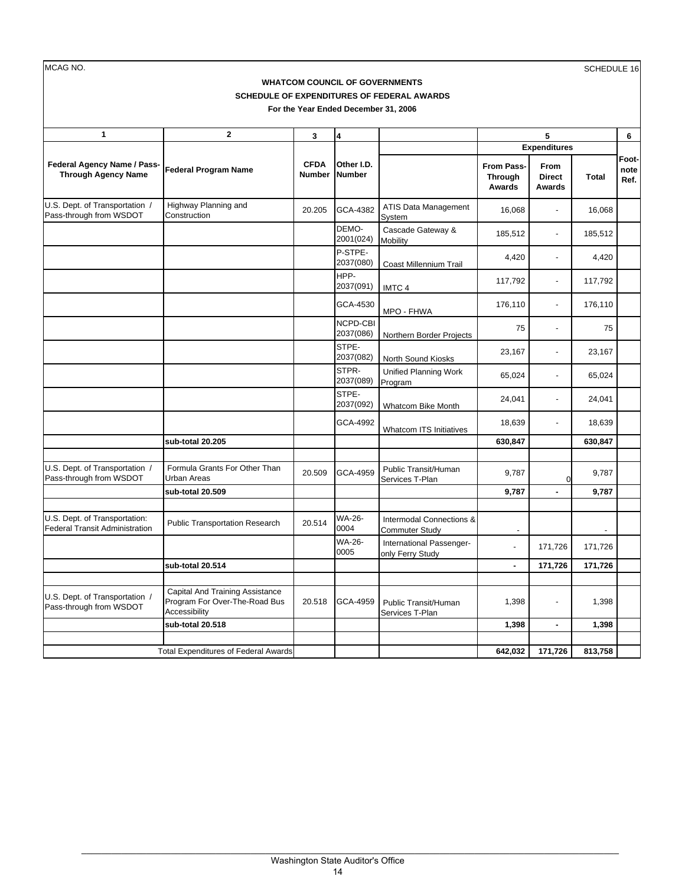MCAG NO. SCHEDULE 16

**WHATCOM COUNCIL OF GOVERNMENTS**
**SCHEDULE OF EXPENDITURES OF FEDERAL AWARDS**
**For the Year Ended December 31, 2006**

| 1 | 2 | 3 | 4 | | 5 | | | 6 |
|---|---|---|---|---|---|---|---|---|
| | | | | | Expenditures | | | |
| **Federal Agency Name / Pass-Through Agency Name** | **Federal Program Name** | **CFDA Number** | **Other I.D. Number** | | **From Pass-Through Awards** | **From Direct Awards** | **Total** | **Foot-note Ref.** |
| U.S. Dept. of Transportation / Pass-through from WSDOT | Highway Planning and Construction | 20.205 | GCA-4382 | ATIS Data Management System | 16,068 | - | 16,068 | |
| | | | DEMO-2001(024) | Cascade Gateway & Mobility | 185,512 | - | 185,512 | |
| | | | P-STPE-2037(080) | Coast Millennium Trail | 4,420 | - | 4,420 | |
| | | | HPP-2037(091) | IMTC 4 | 117,792 | - | 117,792 | |
| | | | GCA-4530 | MPO - FHWA | 176,110 | - | 176,110 | |
| | | | NCPD-CBI 2037(086) | Northern Border Projects | 75 | - | 75 | |
| | | | STPE-2037(082) | North Sound Kiosks | 23,167 | - | 23,167 | |
| | | | STPR-2037(089) | Unified Planning Work Program | 65,024 | - | 65,024 | |
| | | | STPE-2037(092) | Whatcom Bike Month | 24,041 | - | 24,041 | |
| | | | GCA-4992 | Whatcom ITS Initiatives | 18,639 | - | 18,639 | |
| | **sub-total 20.205** | | | | **630,847** | | **630,847** | |
| | | | | | | | | |
| U.S. Dept. of Transportation / Pass-through from WSDOT | Formula Grants For Other Than Urban Areas | 20.509 | GCA-4959 | Public Transit/Human Services T-Plan | 9,787 | 0 | 9,787 | |
| | **sub-total 20.509** | | | | **9,787** | **-** | **9,787** | |
| | | | | | | | | |
| U.S. Dept. of Transportation: Federal Transit Administration | Public Transportation Research | 20.514 | WA-26-0004 | Intermodal Connections & Commuter Study | - | | - | |
| | | | WA-26-0005 | International Passenger-only Ferry Study | - | 171,726 | 171,726 | |
| | **sub-total 20.514** | | | | **-** | **171,726** | **171,726** | |
| | | | | | | | | |
| U.S. Dept. of Transportation / Pass-through from WSDOT | Capital And Training Assistance Program For Over-The-Road Bus Accessibility | 20.518 | GCA-4959 | Public Transit/Human Services T-Plan | 1,398 | - | 1,398 | |
| | **sub-total 20.518** | | | | **1,398** | **-** | **1,398** | |
| | | | | | | | | |
| | Total Expenditures of Federal Awards | | | | **642,032** | **171,726** | **813,758** | |

Washington State Auditor's Office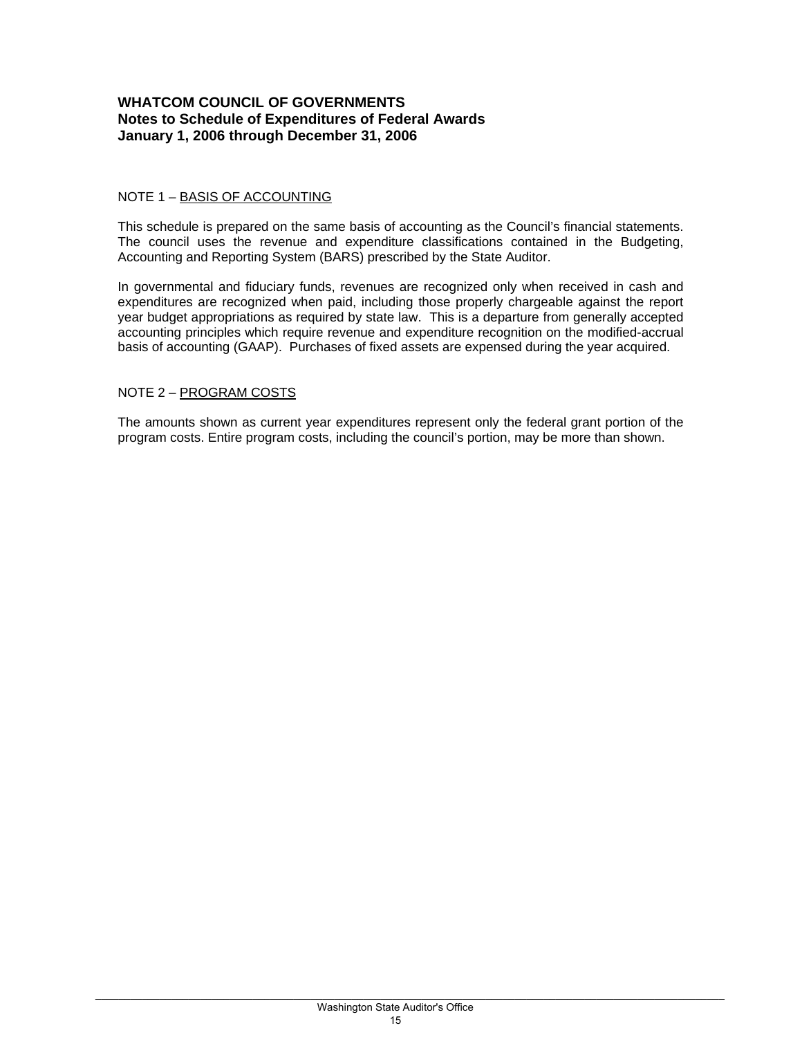**WHATCOM COUNCIL OF GOVERNMENTS**
**Notes to Schedule of Expenditures of Federal Awards**
**January 1, 2006 through December 31, 2006**

NOTE 1 – BASIS OF ACCOUNTING

This schedule is prepared on the same basis of accounting as the Council's financial statements. The council uses the revenue and expenditure classifications contained in the Budgeting, Accounting and Reporting System (BARS) prescribed by the State Auditor.

In governmental and fiduciary funds, revenues are recognized only when received in cash and expenditures are recognized when paid, including those properly chargeable against the report year budget appropriations as required by state law. This is a departure from generally accepted accounting principles which require revenue and expenditure recognition on the modified-accrual basis of accounting (GAAP). Purchases of fixed assets are expensed during the year acquired.

NOTE 2 – PROGRAM COSTS

The amounts shown as current year expenditures represent only the federal grant portion of the program costs. Entire program costs, including the council's portion, may be more than shown.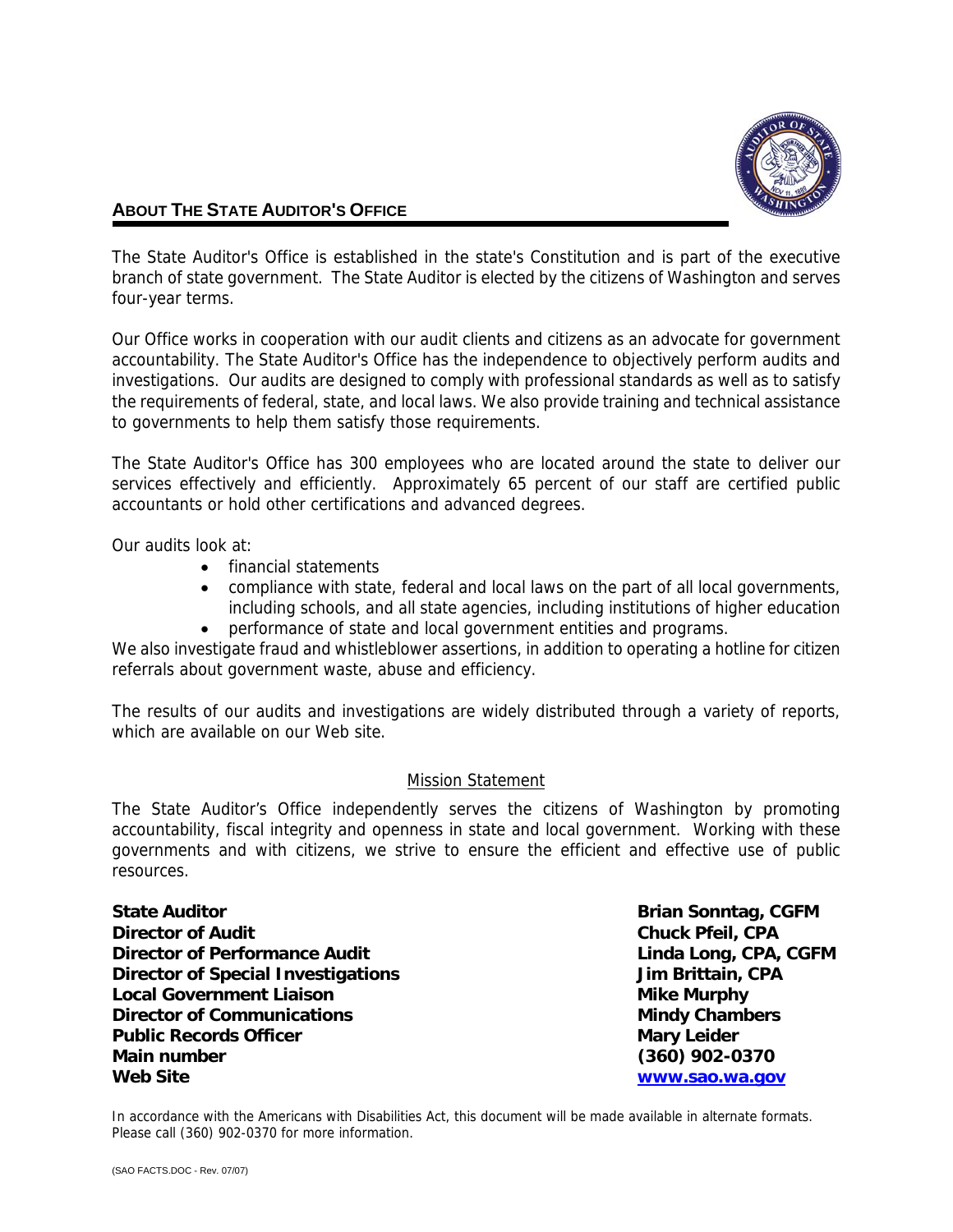## About The State Auditor's Office

The State Auditor's Office is established in the state's Constitution and is part of the executive branch of state government. The State Auditor is elected by the citizens of Washington and serves four-year terms.

Our Office works in cooperation with our audit clients and citizens as an advocate for government accountability. The State Auditor's Office has the independence to objectively perform audits and investigations. Our audits are designed to comply with professional standards as well as to satisfy the requirements of federal, state, and local laws. We also provide training and technical assistance to governments to help them satisfy those requirements.

The State Auditor's Office has 300 employees who are located around the state to deliver our services effectively and efficiently. Approximately 65 percent of our staff are certified public accountants or hold other certifications and advanced degrees.

Our audits look at:

- financial statements
- compliance with state, federal and local laws on the part of all local governments, including schools, and all state agencies, including institutions of higher education
- performance of state and local government entities and programs.

We also investigate fraud and whistleblower assertions, in addition to operating a hotline for citizen referrals about government waste, abuse and efficiency.

The results of our audits and investigations are widely distributed through a variety of reports, which are available on our Web site.

### Mission Statement

The State Auditor's Office independently serves the citizens of Washington by promoting accountability, fiscal integrity and openness in state and local government. Working with these governments and with citizens, we strive to ensure the efficient and effective use of public resources.

| | |
|---|---|
| **State Auditor** | **Brian Sonntag, CGFM** |
| **Director of Audit** | **Chuck Pfeil, CPA** |
| **Director of Performance Audit** | **Linda Long, CPA, CGFM** |
| **Director of Special Investigations** | **Jim Brittain, CPA** |
| **Local Government Liaison** | **Mike Murphy** |
| **Director of Communications** | **Mindy Chambers** |
| **Public Records Officer** | **Mary Leider** |
| **Main number** | **(360) 902-0370** |
| **Web Site** | **www.sao.wa.gov** |

In accordance with the Americans with Disabilities Act, this document will be made available in alternate formats. Please call (360) 902-0370 for more information.

(SAO FACTS.DOC - Rev. 07/07)